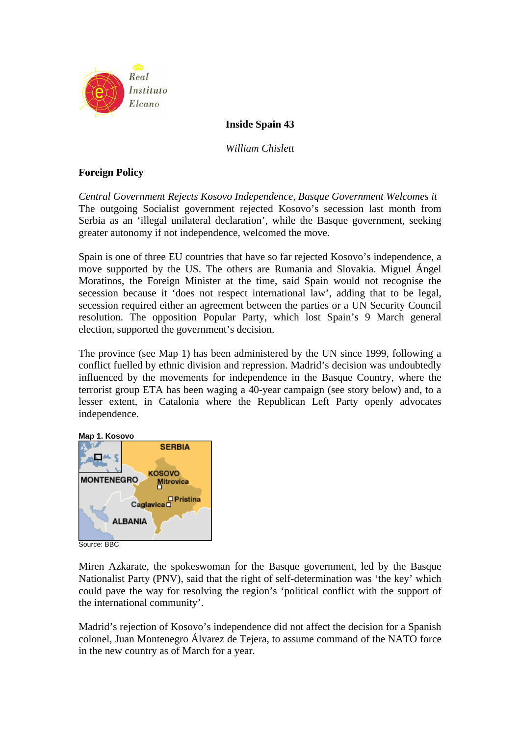# Inside Spain 43

*William Chislett*

## Foreign Policy

*Central Government Rejects Kosovo Independence, Basque Government Welcomes it*

The outgoing Socialist government rejected Kosovo's secession last month from Serbia as an 'illegal unilateral declaration', while the Basque government, seeking greater autonomy if not independence, welcomed the move.

Spain is one of three EU countries that have so far rejected Kosovo's independence, a move supported by the US. The others are Rumania and Slovakia. Miguel Ángel Moratinos, the Foreign Minister at the time, said Spain would not recognise the secession because it 'does not respect international law', adding that to be legal, secession required either an agreement between the parties or a UN Security Council resolution. The opposition Popular Party, which lost Spain's 9 March general election, supported the government's decision.

The province (see Map 1) has been administered by the UN since 1999, following a conflict fuelled by ethnic division and repression. Madrid's decision was undoubtedly influenced by the movements for independence in the Basque Country, where the terrorist group ETA has been waging a 40-year campaign (see story below) and, to a lesser extent, in Catalonia where the Republican Left Party openly advocates independence.

**Map 1. Kosovo**

Source: BBC.

Miren Azkarate, the spokeswoman for the Basque government, led by the Basque Nationalist Party (PNV), said that the right of self-determination was 'the key' which could pave the way for resolving the region's 'political conflict with the support of the international community'.

Madrid's rejection of Kosovo's independence did not affect the decision for a Spanish colonel, Juan Montenegro Álvarez de Tejera, to assume command of the NATO force in the new country as of March for a year.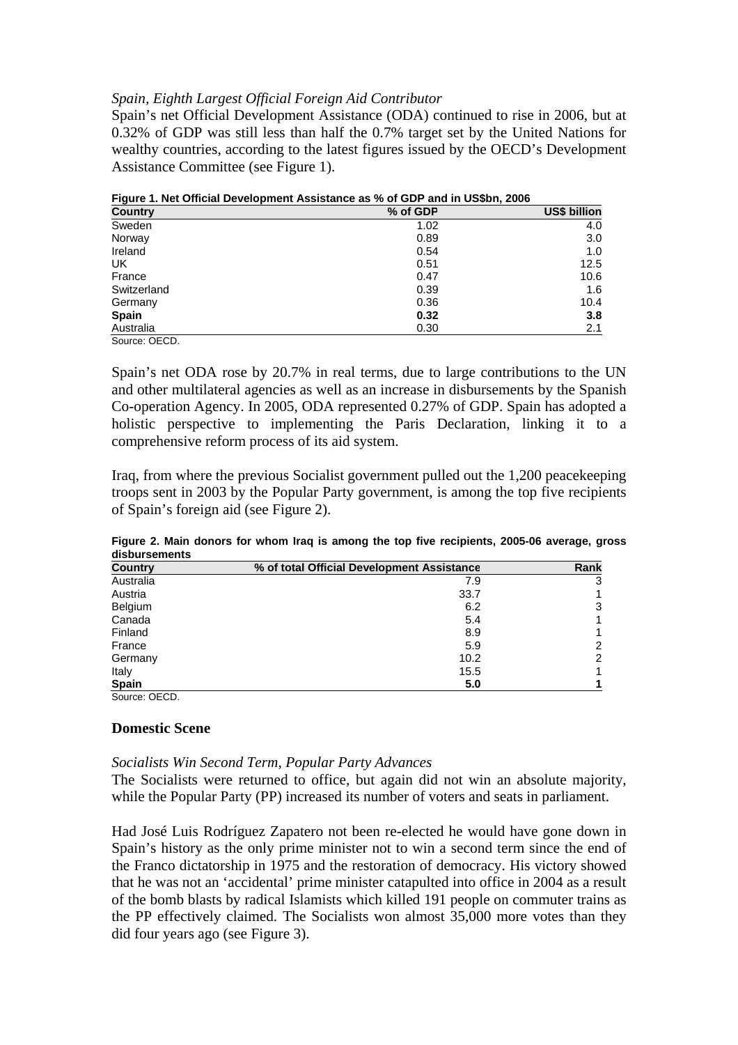*Spain, Eighth Largest Official Foreign Aid Contributor*

Spain's net Official Development Assistance (ODA) continued to rise in 2006, but at 0.32% of GDP was still less than half the 0.7% target set by the United Nations for wealthy countries, according to the latest figures issued by the OECD's Development Assistance Committee (see Figure 1).

**Figure 1. Net Official Development Assistance as % of GDP and in US$bn, 2006**

| Country | % of GDP | US$ billion |
|---|---|---|
| Sweden | 1.02 | 4.0 |
| Norway | 0.89 | 3.0 |
| Ireland | 0.54 | 1.0 |
| UK | 0.51 | 12.5 |
| France | 0.47 | 10.6 |
| Switzerland | 0.39 | 1.6 |
| Germany | 0.36 | 10.4 |
| **Spain** | **0.32** | **3.8** |
| Australia | 0.30 | 2.1 |

Source: OECD.

Spain's net ODA rose by 20.7% in real terms, due to large contributions to the UN and other multilateral agencies as well as an increase in disbursements by the Spanish Co-operation Agency. In 2005, ODA represented 0.27% of GDP. Spain has adopted a holistic perspective to implementing the Paris Declaration, linking it to a comprehensive reform process of its aid system.

Iraq, from where the previous Socialist government pulled out the 1,200 peacekeeping troops sent in 2003 by the Popular Party government, is among the top five recipients of Spain's foreign aid (see Figure 2).

**Figure 2. Main donors for whom Iraq is among the top five recipients, 2005-06 average, gross disbursements**

| Country | % of total Official Development Assistance | Rank |
|---|---|---|
| Australia | 7.9 | 3 |
| Austria | 33.7 | 1 |
| Belgium | 6.2 | 3 |
| Canada | 5.4 | 1 |
| Finland | 8.9 | 1 |
| France | 5.9 | 2 |
| Germany | 10.2 | 2 |
| Italy | 15.5 | 1 |
| **Spain** | **5.0** | **1** |

Source: OECD.

## Domestic Scene

*Socialists Win Second Term, Popular Party Advances*

The Socialists were returned to office, but again did not win an absolute majority, while the Popular Party (PP) increased its number of voters and seats in parliament.

Had José Luis Rodríguez Zapatero not been re-elected he would have gone down in Spain's history as the only prime minister not to win a second term since the end of the Franco dictatorship in 1975 and the restoration of democracy. His victory showed that he was not an 'accidental' prime minister catapulted into office in 2004 as a result of the bomb blasts by radical Islamists which killed 191 people on commuter trains as the PP effectively claimed. The Socialists won almost 35,000 more votes than they did four years ago (see Figure 3).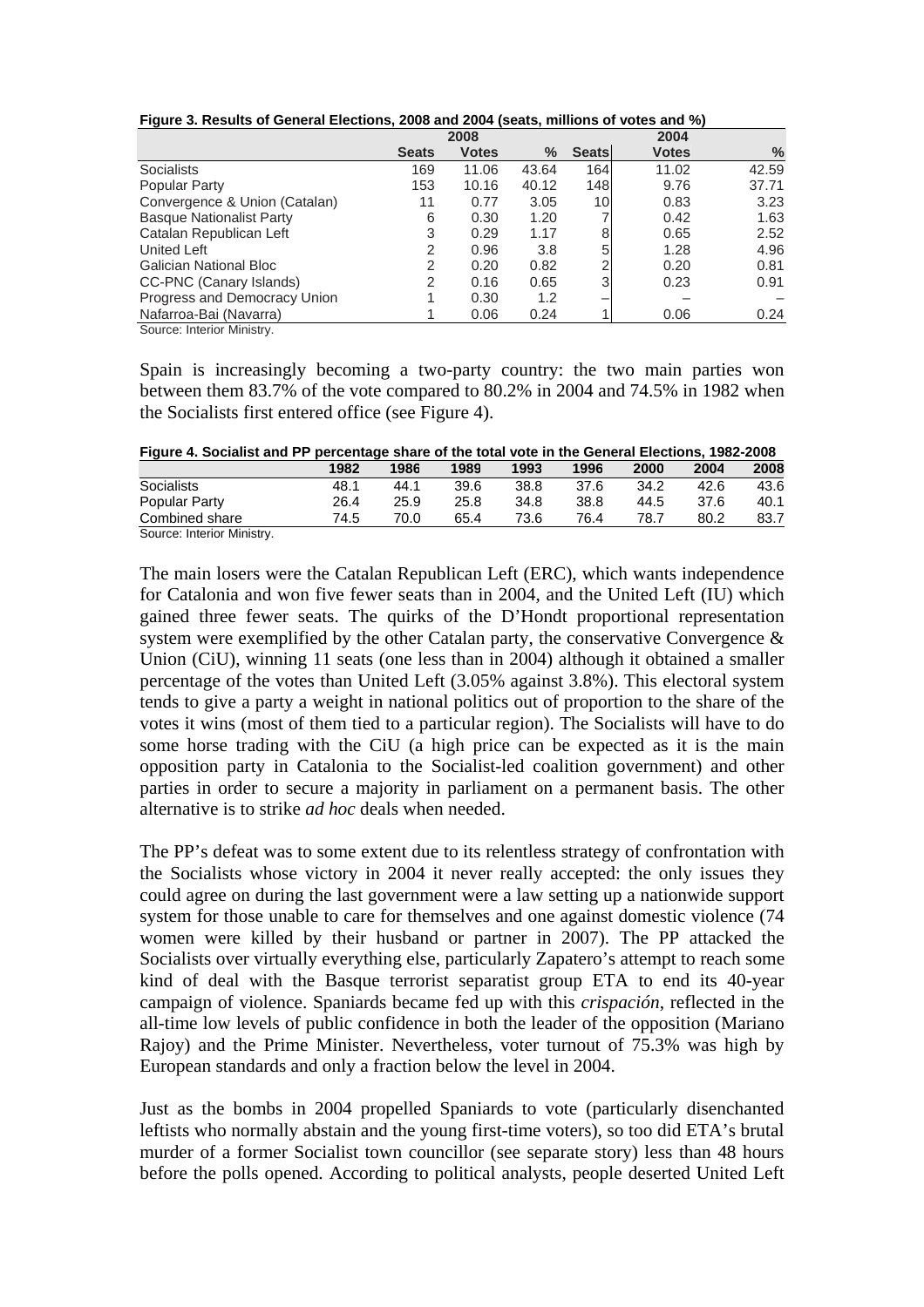**Figure 3. Results of General Elections, 2008 and 2004 (seats, millions of votes and %)**

| | 2008 | | | 2004 | | |
|---|---|---|---|---|---|---|
| | **Seats** | **Votes** | **%** | **Seats** | **Votes** | **%** |
| Socialists | 169 | 11.06 | 43.64 | 164 | 11.02 | 42.59 |
| Popular Party | 153 | 10.16 | 40.12 | 148 | 9.76 | 37.71 |
| Convergence & Union (Catalan) | 11 | 0.77 | 3.05 | 10 | 0.83 | 3.23 |
| Basque Nationalist Party | 6 | 0.30 | 1.20 | 7 | 0.42 | 1.63 |
| Catalan Republican Left | 3 | 0.29 | 1.17 | 8 | 0.65 | 2.52 |
| United Left | 2 | 0.96 | 3.8 | 5 | 1.28 | 4.96 |
| Galician National Bloc | 2 | 0.20 | 0.82 | 2 | 0.20 | 0.81 |
| CC-PNC (Canary Islands) | 2 | 0.16 | 0.65 | 3 | 0.23 | 0.91 |
| Progress and Democracy Union | 1 | 0.30 | 1.2 | – | – | – |
| Nafarroa-Bai (Navarra) | 1 | 0.06 | 0.24 | 1 | 0.06 | 0.24 |

Source: Interior Ministry.

Spain is increasingly becoming a two-party country: the two main parties won between them 83.7% of the vote compared to 80.2% in 2004 and 74.5% in 1982 when the Socialists first entered office (see Figure 4).

**Figure 4. Socialist and PP percentage share of the total vote in the General Elections, 1982-2008**

| | 1982 | 1986 | 1989 | 1993 | 1996 | 2000 | 2004 | 2008 |
|---|---|---|---|---|---|---|---|---|
| Socialists | 48.1 | 44.1 | 39.6 | 38.8 | 37.6 | 34.2 | 42.6 | 43.6 |
| Popular Party | 26.4 | 25.9 | 25.8 | 34.8 | 38.8 | 44.5 | 37.6 | 40.1 |
| Combined share | 74.5 | 70.0 | 65.4 | 73.6 | 76.4 | 78.7 | 80.2 | 83.7 |

Source: Interior Ministry.

The main losers were the Catalan Republican Left (ERC), which wants independence for Catalonia and won five fewer seats than in 2004, and the United Left (IU) which gained three fewer seats. The quirks of the D'Hondt proportional representation system were exemplified by the other Catalan party, the conservative Convergence & Union (CiU), winning 11 seats (one less than in 2004) although it obtained a smaller percentage of the votes than United Left (3.05% against 3.8%). This electoral system tends to give a party a weight in national politics out of proportion to the share of the votes it wins (most of them tied to a particular region). The Socialists will have to do some horse trading with the CiU (a high price can be expected as it is the main opposition party in Catalonia to the Socialist-led coalition government) and other parties in order to secure a majority in parliament on a permanent basis. The other alternative is to strike *ad hoc* deals when needed.

The PP's defeat was to some extent due to its relentless strategy of confrontation with the Socialists whose victory in 2004 it never really accepted: the only issues they could agree on during the last government were a law setting up a nationwide support system for those unable to care for themselves and one against domestic violence (74 women were killed by their husband or partner in 2007). The PP attacked the Socialists over virtually everything else, particularly Zapatero's attempt to reach some kind of deal with the Basque terrorist separatist group ETA to end its 40-year campaign of violence. Spaniards became fed up with this *crispación*, reflected in the all-time low levels of public confidence in both the leader of the opposition (Mariano Rajoy) and the Prime Minister. Nevertheless, voter turnout of 75.3% was high by European standards and only a fraction below the level in 2004.

Just as the bombs in 2004 propelled Spaniards to vote (particularly disenchanted leftists who normally abstain and the young first-time voters), so too did ETA's brutal murder of a former Socialist town councillor (see separate story) less than 48 hours before the polls opened. According to political analysts, people deserted United Left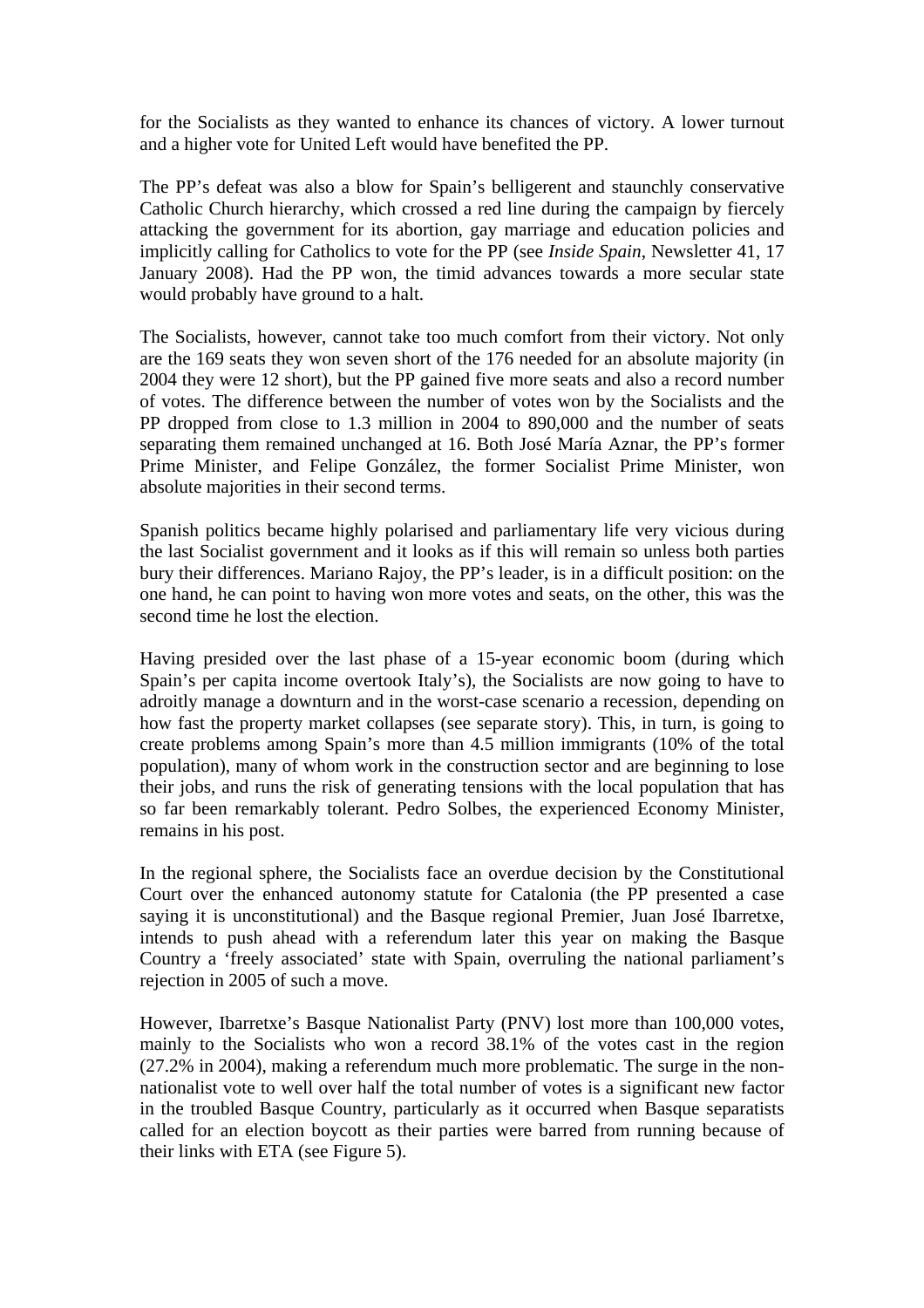for the Socialists as they wanted to enhance its chances of victory. A lower turnout and a higher vote for United Left would have benefited the PP.

The PP's defeat was also a blow for Spain's belligerent and staunchly conservative Catholic Church hierarchy, which crossed a red line during the campaign by fiercely attacking the government for its abortion, gay marriage and education policies and implicitly calling for Catholics to vote for the PP (see *Inside Spain*, Newsletter 41, 17 January 2008). Had the PP won, the timid advances towards a more secular state would probably have ground to a halt.

The Socialists, however, cannot take too much comfort from their victory. Not only are the 169 seats they won seven short of the 176 needed for an absolute majority (in 2004 they were 12 short), but the PP gained five more seats and also a record number of votes. The difference between the number of votes won by the Socialists and the PP dropped from close to 1.3 million in 2004 to 890,000 and the number of seats separating them remained unchanged at 16. Both José María Aznar, the PP's former Prime Minister, and Felipe González, the former Socialist Prime Minister, won absolute majorities in their second terms.

Spanish politics became highly polarised and parliamentary life very vicious during the last Socialist government and it looks as if this will remain so unless both parties bury their differences. Mariano Rajoy, the PP's leader, is in a difficult position: on the one hand, he can point to having won more votes and seats, on the other, this was the second time he lost the election.

Having presided over the last phase of a 15-year economic boom (during which Spain's per capita income overtook Italy's), the Socialists are now going to have to adroitly manage a downturn and in the worst-case scenario a recession, depending on how fast the property market collapses (see separate story). This, in turn, is going to create problems among Spain's more than 4.5 million immigrants (10% of the total population), many of whom work in the construction sector and are beginning to lose their jobs, and runs the risk of generating tensions with the local population that has so far been remarkably tolerant. Pedro Solbes, the experienced Economy Minister, remains in his post.

In the regional sphere, the Socialists face an overdue decision by the Constitutional Court over the enhanced autonomy statute for Catalonia (the PP presented a case saying it is unconstitutional) and the Basque regional Premier, Juan José Ibarretxe, intends to push ahead with a referendum later this year on making the Basque Country a 'freely associated' state with Spain, overruling the national parliament's rejection in 2005 of such a move.

However, Ibarretxe's Basque Nationalist Party (PNV) lost more than 100,000 votes, mainly to the Socialists who won a record 38.1% of the votes cast in the region (27.2% in 2004), making a referendum much more problematic. The surge in the non-nationalist vote to well over half the total number of votes is a significant new factor in the troubled Basque Country, particularly as it occurred when Basque separatists called for an election boycott as their parties were barred from running because of their links with ETA (see Figure 5).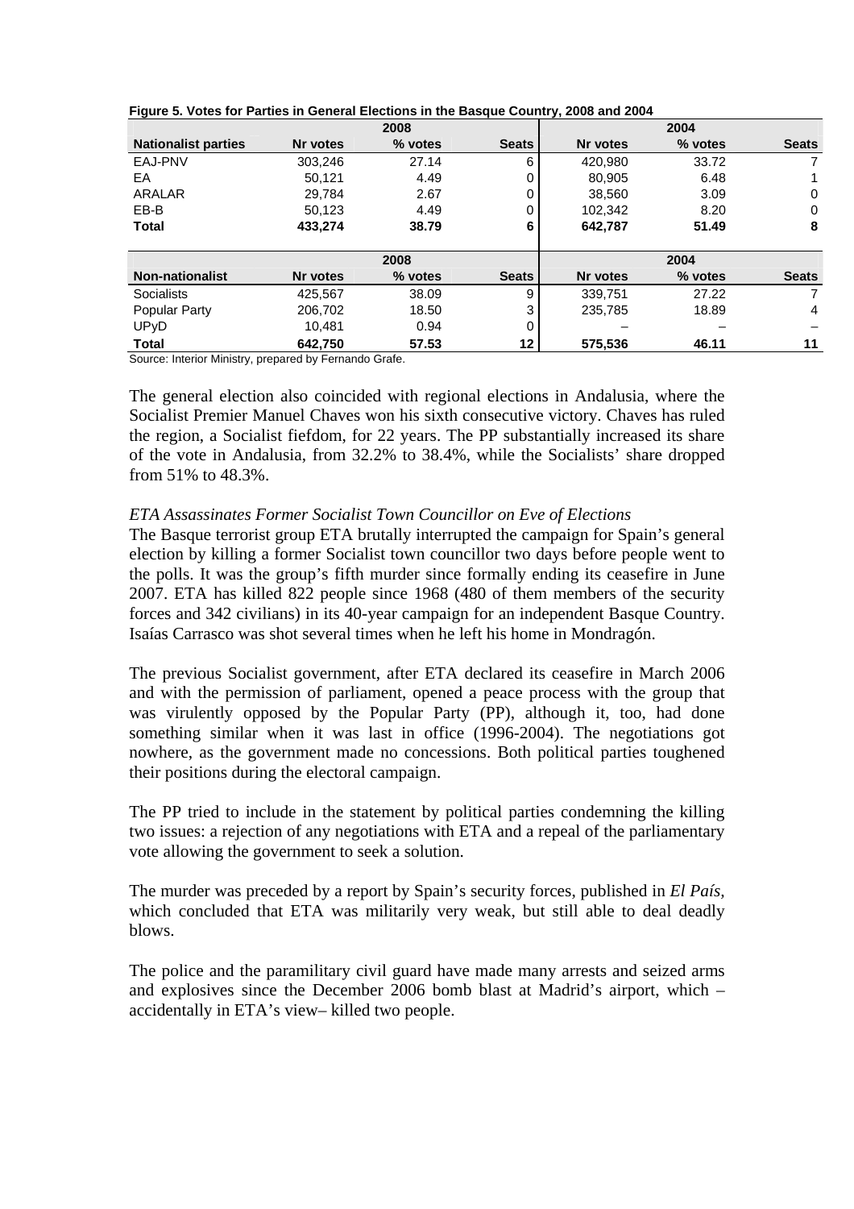**Figure 5. Votes for Parties in General Elections in the Basque Country, 2008 and 2004**

| | 2008 | | | 2004 | | |
|---|---|---|---|---|---|---|
| **Nationalist parties** | **Nr votes** | **% votes** | **Seats** | **Nr votes** | **% votes** | **Seats** |
| EAJ-PNV | 303,246 | 27.14 | 6 | 420,980 | 33.72 | 7 |
| EA | 50,121 | 4.49 | 0 | 80,905 | 6.48 | 1 |
| ARALAR | 29,784 | 2.67 | 0 | 38,560 | 3.09 | 0 |
| EB-B | 50,123 | 4.49 | 0 | 102,342 | 8.20 | 0 |
| **Total** | **433,274** | **38.79** | **6** | **642,787** | **51.49** | **8** |
| | **2008** | | | **2004** | | |
| **Non-nationalist** | **Nr votes** | **% votes** | **Seats** | **Nr votes** | **% votes** | **Seats** |
| Socialists | 425,567 | 38.09 | 9 | 339,751 | 27.22 | 7 |
| Popular Party | 206,702 | 18.50 | 3 | 235,785 | 18.89 | 4 |
| UPyD | 10,481 | 0.94 | 0 | – | – | – |
| **Total** | **642,750** | **57.53** | **12** | **575,536** | **46.11** | **11** |

Source: Interior Ministry, prepared by Fernando Grafe.

The general election also coincided with regional elections in Andalusia, where the Socialist Premier Manuel Chaves won his sixth consecutive victory. Chaves has ruled the region, a Socialist fiefdom, for 22 years. The PP substantially increased its share of the vote in Andalusia, from 32.2% to 38.4%, while the Socialists' share dropped from 51% to 48.3%.

*ETA Assassinates Former Socialist Town Councillor on Eve of Elections*

The Basque terrorist group ETA brutally interrupted the campaign for Spain's general election by killing a former Socialist town councillor two days before people went to the polls. It was the group's fifth murder since formally ending its ceasefire in June 2007. ETA has killed 822 people since 1968 (480 of them members of the security forces and 342 civilians) in its 40-year campaign for an independent Basque Country. Isaías Carrasco was shot several times when he left his home in Mondragón.

The previous Socialist government, after ETA declared its ceasefire in March 2006 and with the permission of parliament, opened a peace process with the group that was virulently opposed by the Popular Party (PP), although it, too, had done something similar when it was last in office (1996-2004). The negotiations got nowhere, as the government made no concessions. Both political parties toughened their positions during the electoral campaign.

The PP tried to include in the statement by political parties condemning the killing two issues: a rejection of any negotiations with ETA and a repeal of the parliamentary vote allowing the government to seek a solution.

The murder was preceded by a report by Spain's security forces, published in *El País*, which concluded that ETA was militarily very weak, but still able to deal deadly blows.

The police and the paramilitary civil guard have made many arrests and seized arms and explosives since the December 2006 bomb blast at Madrid's airport, which – accidentally in ETA's view– killed two people.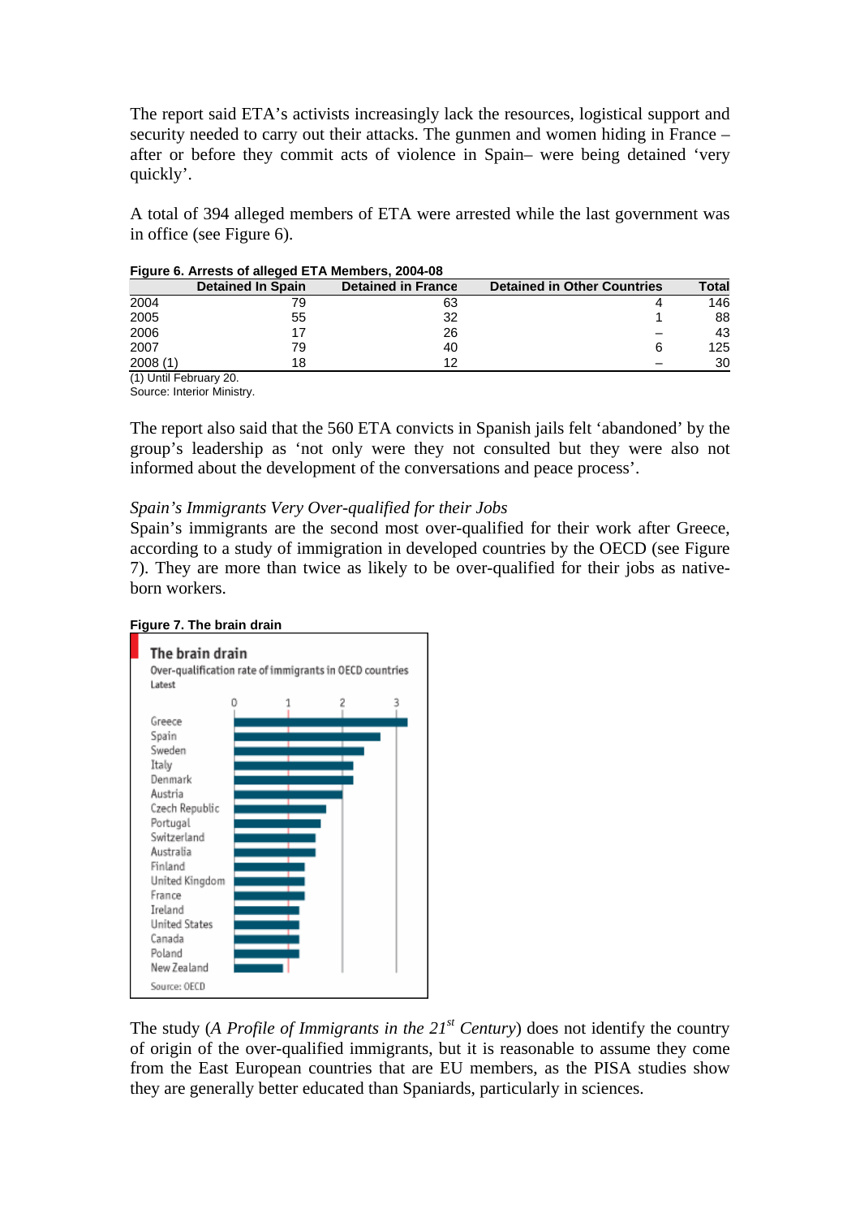The report said ETA's activists increasingly lack the resources, logistical support and security needed to carry out their attacks. The gunmen and women hiding in France – after or before they commit acts of violence in Spain– were being detained 'very quickly'.

A total of 394 alleged members of ETA were arrested while the last government was in office (see Figure 6).

**Figure 6. Arrests of alleged ETA Members, 2004-08**

| | Detained In Spain | Detained in France | Detained in Other Countries | Total |
|---|---|---|---|---|
| 2004 | 79 | 63 | 4 | 146 |
| 2005 | 55 | 32 | 1 | 88 |
| 2006 | 17 | 26 | – | 43 |
| 2007 | 79 | 40 | 6 | 125 |
| 2008 (1) | 18 | 12 | – | 30 |

(1) Until February 20.
Source: Interior Ministry.

The report also said that the 560 ETA convicts in Spanish jails felt 'abandoned' by the group's leadership as 'not only were they not consulted but they were also not informed about the development of the conversations and peace process'.

*Spain's Immigrants Very Over-qualified for their Jobs*
Spain's immigrants are the second most over-qualified for their work after Greece, according to a study of immigration in developed countries by the OECD (see Figure 7). They are more than twice as likely to be over-qualified for their jobs as native-born workers.

**Figure 7. The brain drain**

The study (*A Profile of Immigrants in the 21st Century*) does not identify the country of origin of the over-qualified immigrants, but it is reasonable to assume they come from the East European countries that are EU members, as the PISA studies show they are generally better educated than Spaniards, particularly in sciences.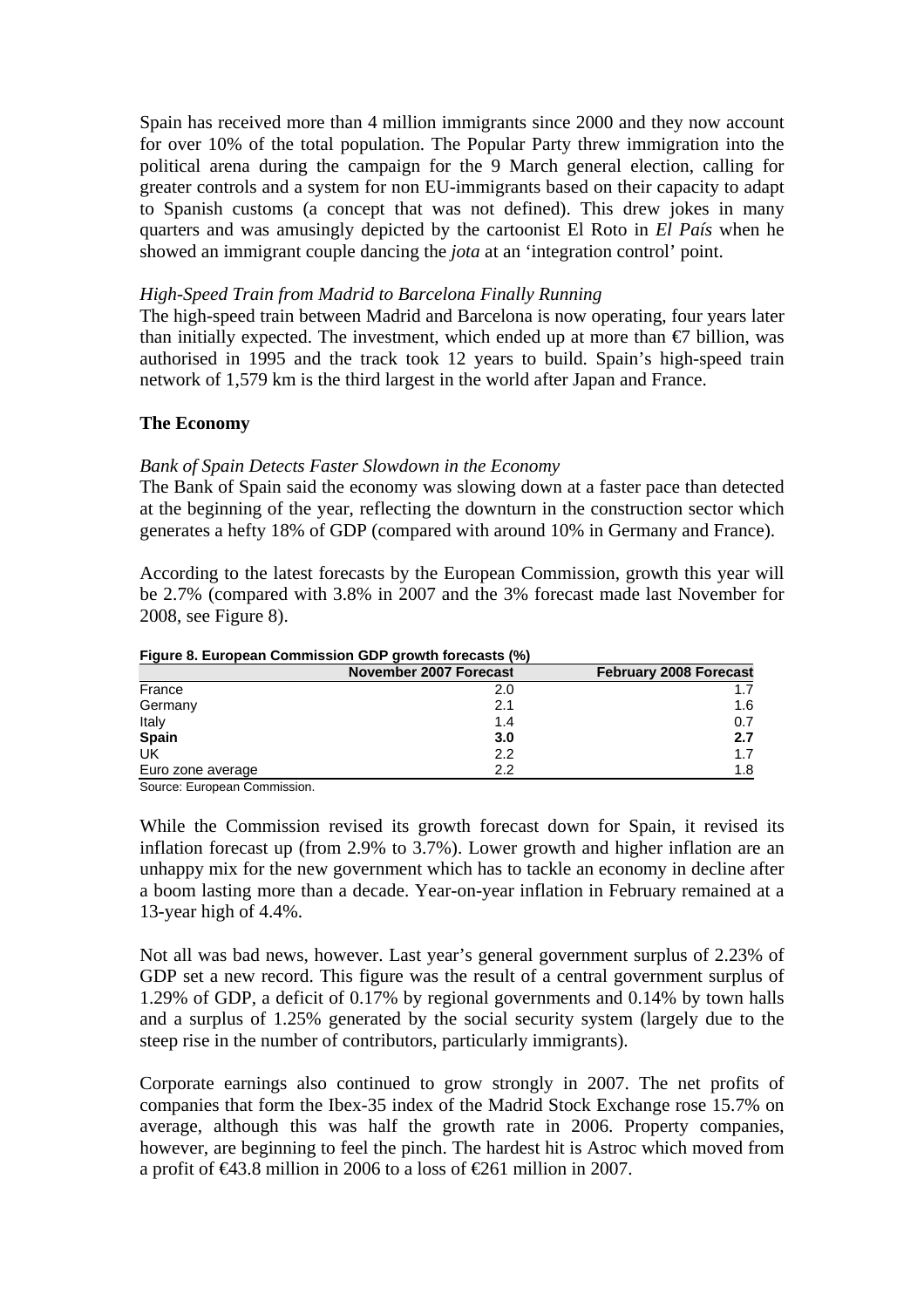Spain has received more than 4 million immigrants since 2000 and they now account for over 10% of the total population. The Popular Party threw immigration into the political arena during the campaign for the 9 March general election, calling for greater controls and a system for non EU-immigrants based on their capacity to adapt to Spanish customs (a concept that was not defined). This drew jokes in many quarters and was amusingly depicted by the cartoonist El Roto in *El País* when he showed an immigrant couple dancing the *jota* at an 'integration control' point.

*High-Speed Train from Madrid to Barcelona Finally Running*

The high-speed train between Madrid and Barcelona is now operating, four years later than initially expected. The investment, which ended up at more than €7 billion, was authorised in 1995 and the track took 12 years to build. Spain's high-speed train network of 1,579 km is the third largest in the world after Japan and France.

**The Economy**

*Bank of Spain Detects Faster Slowdown in the Economy*

The Bank of Spain said the economy was slowing down at a faster pace than detected at the beginning of the year, reflecting the downturn in the construction sector which generates a hefty 18% of GDP (compared with around 10% in Germany and France).

According to the latest forecasts by the European Commission, growth this year will be 2.7% (compared with 3.8% in 2007 and the 3% forecast made last November for 2008, see Figure 8).

**Figure 8. European Commission GDP growth forecasts (%)**

| | November 2007 Forecast | February 2008 Forecast |
|---|---|---|
| France | 2.0 | 1.7 |
| Germany | 2.1 | 1.6 |
| Italy | 1.4 | 0.7 |
| **Spain** | **3.0** | **2.7** |
| UK | 2.2 | 1.7 |
| Euro zone average | 2.2 | 1.8 |

Source: European Commission.

While the Commission revised its growth forecast down for Spain, it revised its inflation forecast up (from 2.9% to 3.7%). Lower growth and higher inflation are an unhappy mix for the new government which has to tackle an economy in decline after a boom lasting more than a decade. Year-on-year inflation in February remained at a 13-year high of 4.4%.

Not all was bad news, however. Last year's general government surplus of 2.23% of GDP set a new record. This figure was the result of a central government surplus of 1.29% of GDP, a deficit of 0.17% by regional governments and 0.14% by town halls and a surplus of 1.25% generated by the social security system (largely due to the steep rise in the number of contributors, particularly immigrants).

Corporate earnings also continued to grow strongly in 2007. The net profits of companies that form the Ibex-35 index of the Madrid Stock Exchange rose 15.7% on average, although this was half the growth rate in 2006. Property companies, however, are beginning to feel the pinch. The hardest hit is Astroc which moved from a profit of €43.8 million in 2006 to a loss of €261 million in 2007.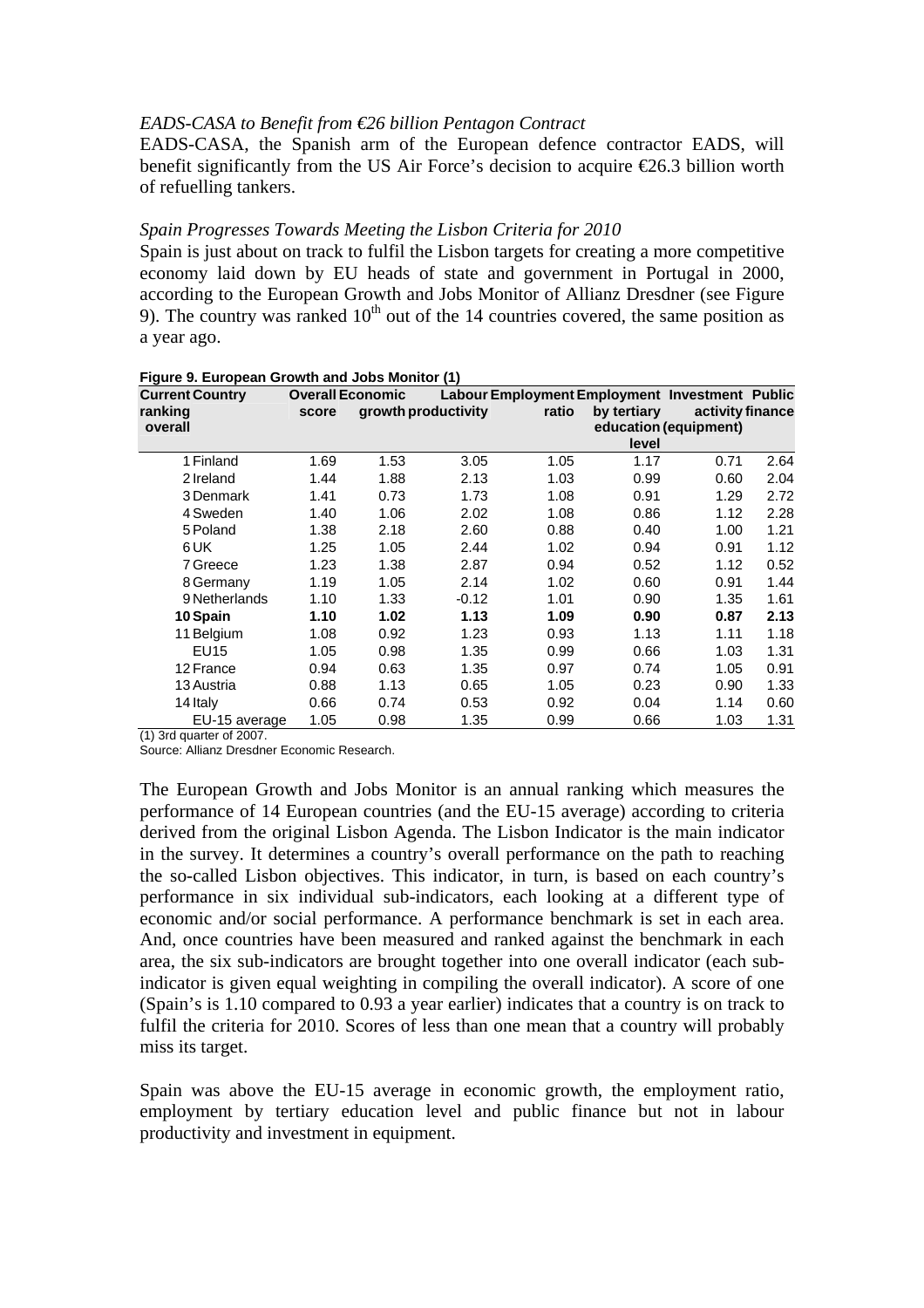*EADS-CASA to Benefit from €26 billion Pentagon Contract*

EADS-CASA, the Spanish arm of the European defence contractor EADS, will benefit significantly from the US Air Force's decision to acquire €26.3 billion worth of refuelling tankers.

*Spain Progresses Towards Meeting the Lisbon Criteria for 2010*

Spain is just about on track to fulfil the Lisbon targets for creating a more competitive economy laid down by EU heads of state and government in Portugal in 2000, according to the European Growth and Jobs Monitor of Allianz Dresdner (see Figure 9). The country was ranked 10th out of the 14 countries covered, the same position as a year ago.

**Figure 9. European Growth and Jobs Monitor (1)**

| Current ranking overall | Country | Overall score | Economic growth | Labour productivity | Employment ratio | Employment by tertiary education level | Investment activity (equipment) | Public finance |
|---|---|---|---|---|---|---|---|---|
| 1 | Finland | 1.69 | 1.53 | 3.05 | 1.05 | 1.17 | 0.71 | 2.64 |
| 2 | Ireland | 1.44 | 1.88 | 2.13 | 1.03 | 0.99 | 0.60 | 2.04 |
| 3 | Denmark | 1.41 | 0.73 | 1.73 | 1.08 | 0.91 | 1.29 | 2.72 |
| 4 | Sweden | 1.40 | 1.06 | 2.02 | 1.08 | 0.86 | 1.12 | 2.28 |
| 5 | Poland | 1.38 | 2.18 | 2.60 | 0.88 | 0.40 | 1.00 | 1.21 |
| 6 | UK | 1.25 | 1.05 | 2.44 | 1.02 | 0.94 | 0.91 | 1.12 |
| 7 | Greece | 1.23 | 1.38 | 2.87 | 0.94 | 0.52 | 1.12 | 0.52 |
| 8 | Germany | 1.19 | 1.05 | 2.14 | 1.02 | 0.60 | 0.91 | 1.44 |
| 9 | Netherlands | 1.10 | 1.33 | -0.12 | 1.01 | 0.90 | 1.35 | 1.61 |
| **10** | **Spain** | **1.10** | **1.02** | **1.13** | **1.09** | **0.90** | **0.87** | **2.13** |
| 11 | Belgium | 1.08 | 0.92 | 1.23 | 0.93 | 1.13 | 1.11 | 1.18 |
| | EU15 | 1.05 | 0.98 | 1.35 | 0.99 | 0.66 | 1.03 | 1.31 |
| 12 | France | 0.94 | 0.63 | 1.35 | 0.97 | 0.74 | 1.05 | 0.91 |
| 13 | Austria | 0.88 | 1.13 | 0.65 | 1.05 | 0.23 | 0.90 | 1.33 |
| 14 | Italy | 0.66 | 0.74 | 0.53 | 0.92 | 0.04 | 1.14 | 0.60 |
| | EU-15 average | 1.05 | 0.98 | 1.35 | 0.99 | 0.66 | 1.03 | 1.31 |

(1) 3rd quarter of 2007.

Source: Allianz Dresdner Economic Research.

The European Growth and Jobs Monitor is an annual ranking which measures the performance of 14 European countries (and the EU-15 average) according to criteria derived from the original Lisbon Agenda. The Lisbon Indicator is the main indicator in the survey. It determines a country's overall performance on the path to reaching the so-called Lisbon objectives. This indicator, in turn, is based on each country's performance in six individual sub-indicators, each looking at a different type of economic and/or social performance. A performance benchmark is set in each area. And, once countries have been measured and ranked against the benchmark in each area, the six sub-indicators are brought together into one overall indicator (each sub-indicator is given equal weighting in compiling the overall indicator). A score of one (Spain's is 1.10 compared to 0.93 a year earlier) indicates that a country is on track to fulfil the criteria for 2010. Scores of less than one mean that a country will probably miss its target.

Spain was above the EU-15 average in economic growth, the employment ratio, employment by tertiary education level and public finance but not in labour productivity and investment in equipment.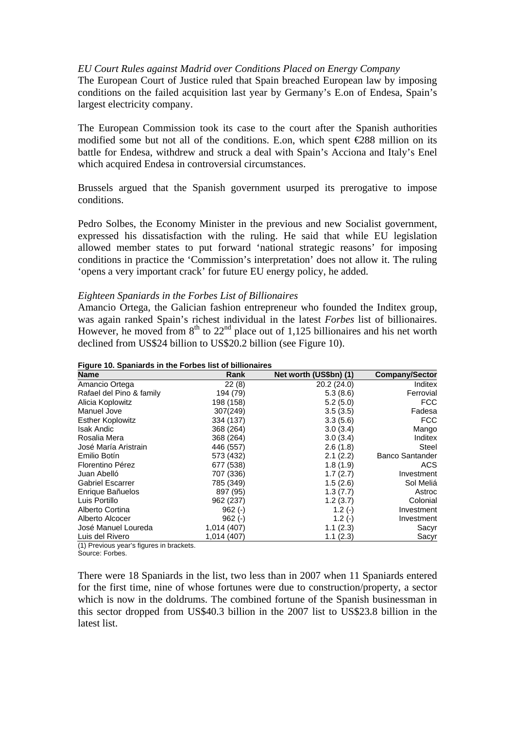*EU Court Rules against Madrid over Conditions Placed on Energy Company*

The European Court of Justice ruled that Spain breached European law by imposing conditions on the failed acquisition last year by Germany's E.on of Endesa, Spain's largest electricity company.

The European Commission took its case to the court after the Spanish authorities modified some but not all of the conditions. E.on, which spent €288 million on its battle for Endesa, withdrew and struck a deal with Spain's Acciona and Italy's Enel which acquired Endesa in controversial circumstances.

Brussels argued that the Spanish government usurped its prerogative to impose conditions.

Pedro Solbes, the Economy Minister in the previous and new Socialist government, expressed his dissatisfaction with the ruling. He said that while EU legislation allowed member states to put forward 'national strategic reasons' for imposing conditions in practice the 'Commission's interpretation' does not allow it. The ruling 'opens a very important crack' for future EU energy policy, he added.

*Eighteen Spaniards in the Forbes List of Billionaires*

Amancio Ortega, the Galician fashion entrepreneur who founded the Inditex group, was again ranked Spain's richest individual in the latest *Forbes* list of billionaires. However, he moved from 8th to 22nd place out of 1,125 billionaires and his net worth declined from US$24 billion to US$20.2 billion (see Figure 10).

**Figure 10. Spaniards in the Forbes list of billionaires**

| Name | Rank | Net worth (US$bn) (1) | Company/Sector |
|---|---|---|---|
| Amancio Ortega | 22 (8) | 20.2 (24.0) | Inditex |
| Rafael del Pino & family | 194 (79) | 5.3 (8.6) | Ferrovial |
| Alicia Koplowitz | 198 (158) | 5.2 (5.0) | FCC |
| Manuel Jove | 307(249) | 3.5 (3.5) | Fadesa |
| Esther Koplowitz | 334 (137) | 3.3 (5.6) | FCC |
| Isak Andic | 368 (264) | 3.0 (3.4) | Mango |
| Rosalia Mera | 368 (264) | 3.0 (3.4) | Inditex |
| José María Aristrain | 446 (557) | 2.6 (1.8) | Steel |
| Emilio Botín | 573 (432) | 2.1 (2.2) | Banco Santander |
| Florentino Pérez | 677 (538) | 1.8 (1.9) | ACS |
| Juan Abelló | 707 (336) | 1.7 (2.7) | Investment |
| Gabriel Escarrer | 785 (349) | 1.5 (2.6) | Sol Meliá |
| Enrique Bañuelos | 897 (95) | 1.3 (7.7) | Astroc |
| Luis Portillo | 962 (237) | 1.2 (3.7) | Colonial |
| Alberto Cortina | 962 (-) | 1.2 (-) | Investment |
| Alberto Alcocer | 962 (-) | 1.2 (-) | Investment |
| José Manuel Loureda | 1,014 (407) | 1.1 (2.3) | Sacyr |
| Luis del Rivero | 1,014 (407) | 1.1 (2.3) | Sacyr |

(1) Previous year's figures in brackets.
Source: Forbes.

There were 18 Spaniards in the list, two less than in 2007 when 11 Spaniards entered for the first time, nine of whose fortunes were due to construction/property, a sector which is now in the doldrums. The combined fortune of the Spanish businessman in this sector dropped from US$40.3 billion in the 2007 list to US$23.8 billion in the latest list.